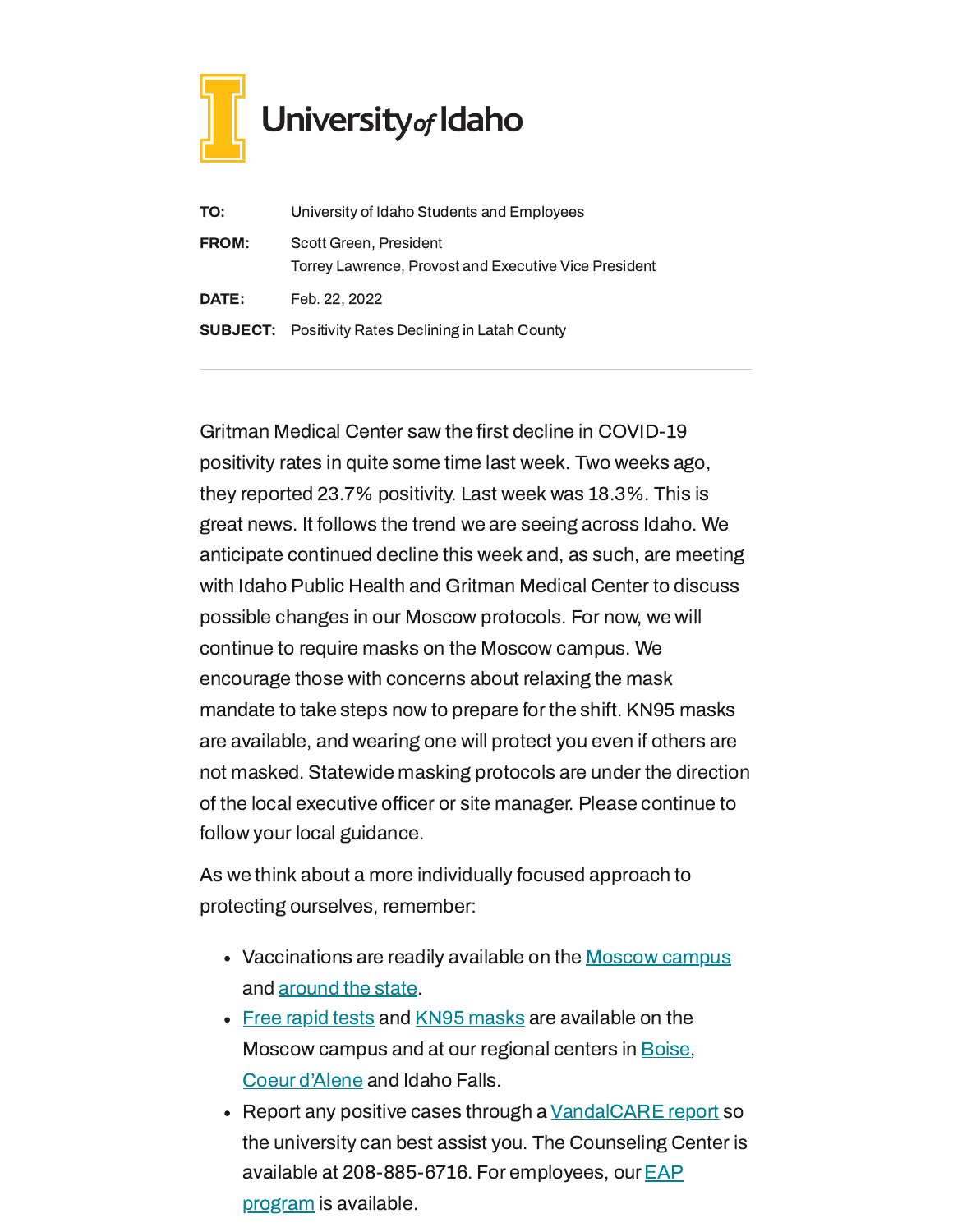University of Idaho

| | |
|---|---|
| **TO:** | University of Idaho Students and Employees |
| **FROM:** | Scott Green, President<br>Torrey Lawrence, Provost and Executive Vice President |
| **DATE:** | Feb. 22, 2022 |
| **SUBJECT:** | Positivity Rates Declining in Latah County |

---

Gritman Medical Center saw the first decline in COVID-19 positivity rates in quite some time last week. Two weeks ago, they reported 23.7% positivity. Last week was 18.3%. This is great news. It follows the trend we are seeing across Idaho. We anticipate continued decline this week and, as such, are meeting with Idaho Public Health and Gritman Medical Center to discuss possible changes in our Moscow protocols. For now, we will continue to require masks on the Moscow campus. We encourage those with concerns about relaxing the mask mandate to take steps now to prepare for the shift. KN95 masks are available, and wearing one will protect you even if others are not masked. Statewide masking protocols are under the direction of the local executive officer or site manager. Please continue to follow your local guidance.

As we think about a more individually focused approach to protecting ourselves, remember:

- Vaccinations are readily available on the Moscow campus and around the state.
- Free rapid tests and KN95 masks are available on the Moscow campus and at our regional centers in Boise, Coeur d'Alene and Idaho Falls.
- Report any positive cases through a VandalCARE report so the university can best assist you. The Counseling Center is available at 208-885-6716. For employees, our EAP program is available.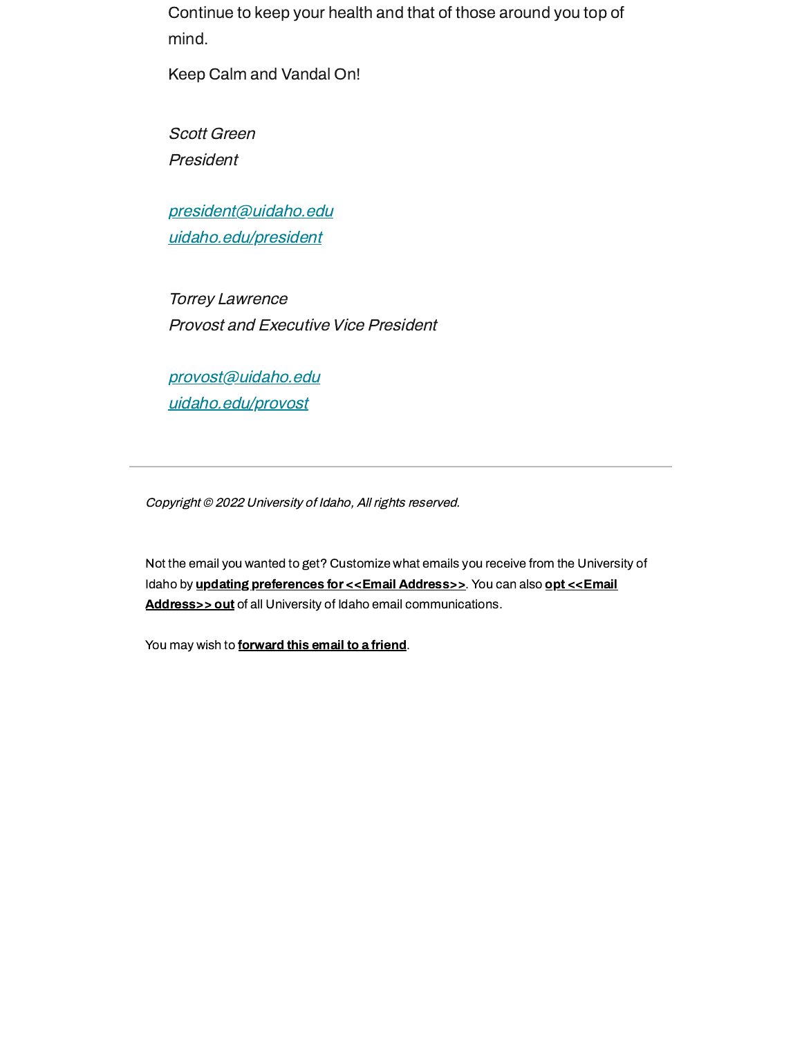Continue to keep your health and that of those around you top of mind.

Keep Calm and Vandal On!

*Scott Green*
*President*

*president@uidaho.edu*
*uidaho.edu/president*

*Torrey Lawrence*
*Provost and Executive Vice President*

*provost@uidaho.edu*
*uidaho.edu/provost*

---

*Copyright © 2022 University of Idaho, All rights reserved.*

Not the email you wanted to get? Customize what emails you receive from the University of Idaho by **updating preferences for <<Email Address>>**. You can also **opt <<Email Address>> out** of all University of Idaho email communications.

You may wish to **forward this email to a friend**.